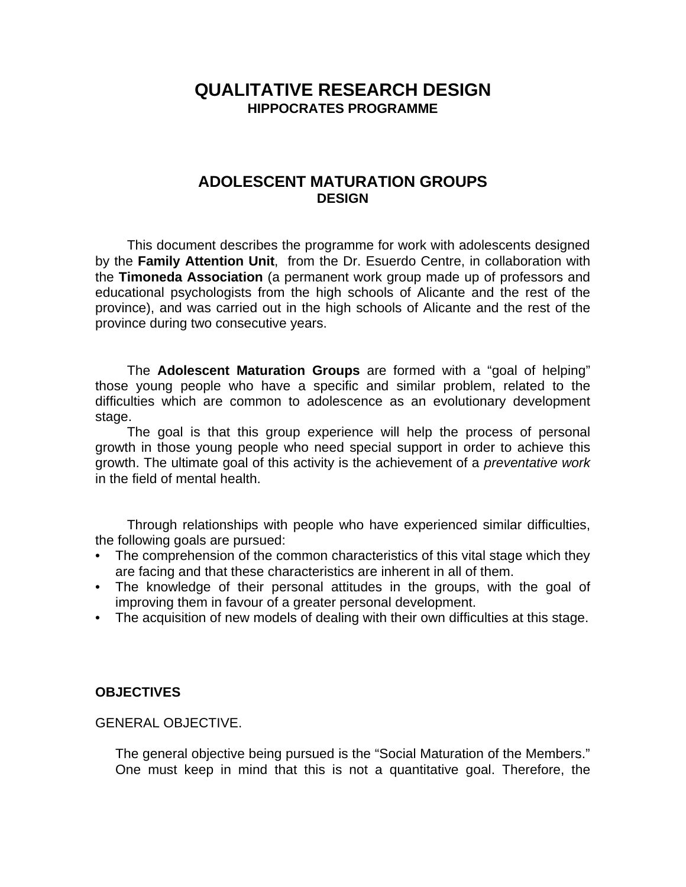# QUALITATIVE RESEARCH DESIGN
## HIPPOCRATES PROGRAMME

# ADOLESCENT MATURATION GROUPS
## DESIGN

This document describes the programme for work with adolescents designed by the **Family Attention Unit**, from the Dr. Esuerdo Centre, in collaboration with the **Timoneda Association** (a permanent work group made up of professors and educational psychologists from the high schools of Alicante and the rest of the province), and was carried out in the high schools of Alicante and the rest of the province during two consecutive years.

The **Adolescent Maturation Groups** are formed with a "goal of helping" those young people who have a specific and similar problem, related to the difficulties which are common to adolescence as an evolutionary development stage.

The goal is that this group experience will help the process of personal growth in those young people who need special support in order to achieve this growth. The ultimate goal of this activity is the achievement of a *preventative work* in the field of mental health.

Through relationships with people who have experienced similar difficulties, the following goals are pursued:

- The comprehension of the common characteristics of this vital stage which they are facing and that these characteristics are inherent in all of them.
- The knowledge of their personal attitudes in the groups, with the goal of improving them in favour of a greater personal development.
- The acquisition of new models of dealing with their own difficulties at this stage.

**OBJECTIVES**

GENERAL OBJECTIVE.

The general objective being pursued is the "Social Maturation of the Members." One must keep in mind that this is not a quantitative goal. Therefore, the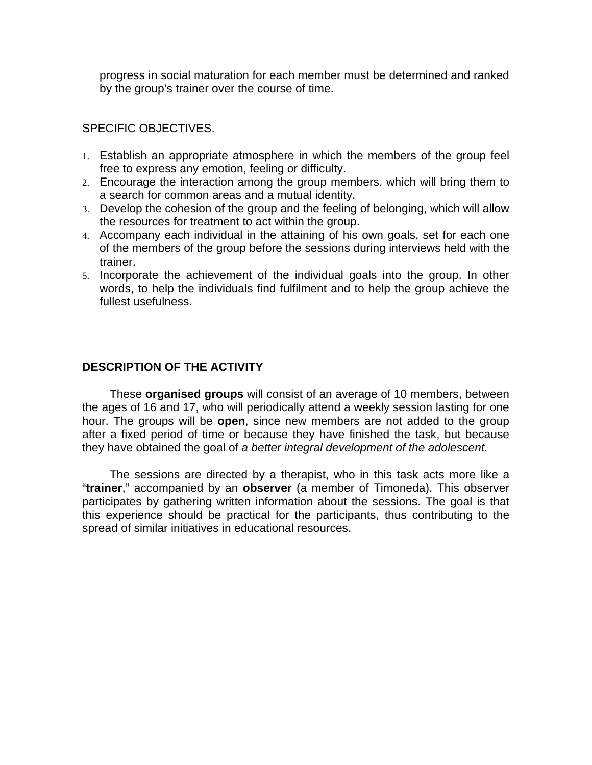progress in social maturation for each member must be determined and ranked by the group's trainer over the course of time.

SPECIFIC OBJECTIVES.

1. Establish an appropriate atmosphere in which the members of the group feel free to express any emotion, feeling or difficulty.
2. Encourage the interaction among the group members, which will bring them to a search for common areas and a mutual identity.
3. Develop the cohesion of the group and the feeling of belonging, which will allow the resources for treatment to act within the group.
4. Accompany each individual in the attaining of his own goals, set for each one of the members of the group before the sessions during interviews held with the trainer.
5. Incorporate the achievement of the individual goals into the group. In other words, to help the individuals find fulfilment and to help the group achieve the fullest usefulness.

## DESCRIPTION OF THE ACTIVITY

These **organised groups** will consist of an average of 10 members, between the ages of 16 and 17, who will periodically attend a weekly session lasting for one hour. The groups will be **open**, since new members are not added to the group after a fixed period of time or because they have finished the task, but because they have obtained the goal of *a better integral development of the adolescent.*

The sessions are directed by a therapist, who in this task acts more like a "**trainer**," accompanied by an **observer** (a member of Timoneda). This observer participates by gathering written information about the sessions. The goal is that this experience should be practical for the participants, thus contributing to the spread of similar initiatives in educational resources.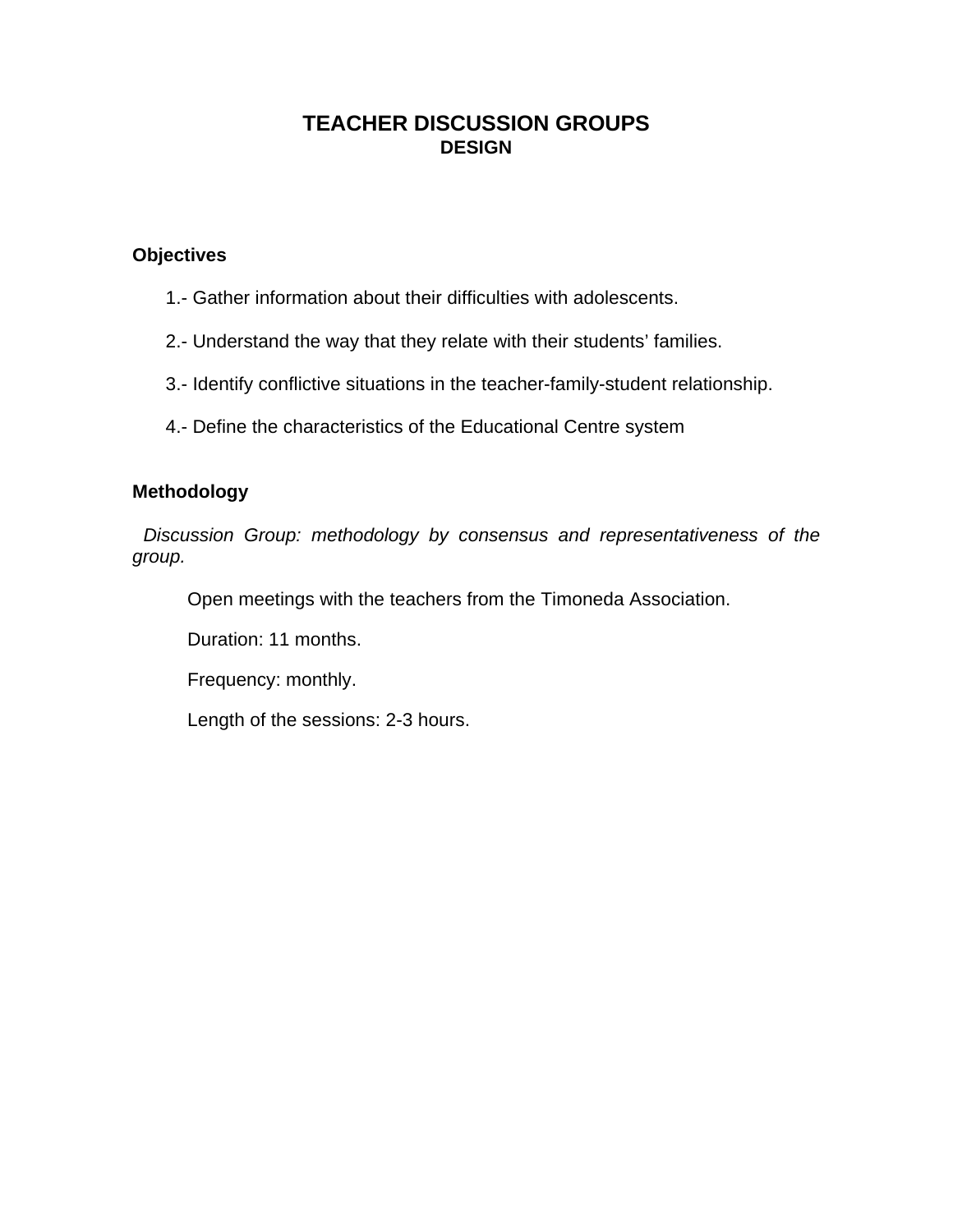# TEACHER DISCUSSION GROUPS

## DESIGN

**Objectives**

1.- Gather information about their difficulties with adolescents.

2.- Understand the way that they relate with their students' families.

3.- Identify conflictive situations in the teacher-family-student relationship.

4.- Define the characteristics of the Educational Centre system

**Methodology**

*Discussion Group: methodology by consensus and representativeness of the group.*

Open meetings with the teachers from the Timoneda Association.

Duration: 11 months.

Frequency: monthly.

Length of the sessions: 2-3 hours.